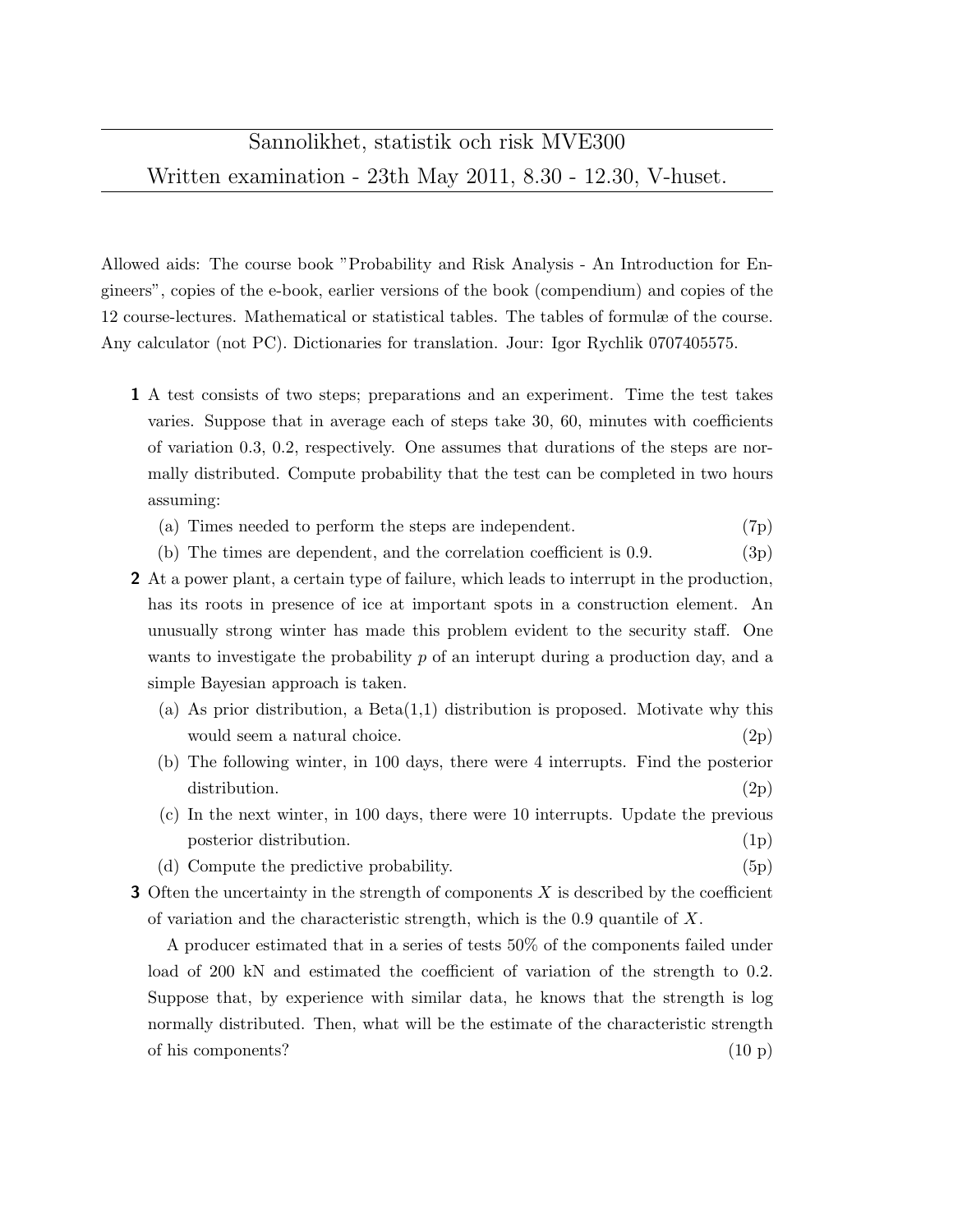# Sannolikhet, statistik och risk MVE300

## Written examination - 23th May 2011, 8.30 - 12.30, V-huset.

Allowed aids: The course book "Probability and Risk Analysis - An Introduction for Engineers", copies of the e-book, earlier versions of the book (compendium) and copies of the 12 course-lectures. Mathematical or statistical tables. The tables of formulæ of the course. Any calculator (not PC). Dictionaries for translation. Jour: Igor Rychlik 0707405575.

**1** A test consists of two steps; preparations and an experiment. Time the test takes varies. Suppose that in average each of steps take 30, 60, minutes with coefficients of variation 0.3, 0.2, respectively. One assumes that durations of the steps are normally distributed. Compute probability that the test can be completed in two hours assuming:

- (a) Times needed to perform the steps are independent. (7p)
- (b) The times are dependent, and the correlation coefficient is 0.9. (3p)

**2** At a power plant, a certain type of failure, which leads to interrupt in the production, has its roots in presence of ice at important spots in a construction element. An unusually strong winter has made this problem evident to the security staff. One wants to investigate the probability $p$ of an interupt during a production day, and a simple Bayesian approach is taken.

- (a) As prior distribution, a Beta(1,1) distribution is proposed. Motivate why this would seem a natural choice. (2p)
- (b) The following winter, in 100 days, there were 4 interrupts. Find the posterior distribution. (2p)
- (c) In the next winter, in 100 days, there were 10 interrupts. Update the previous posterior distribution. (1p)
- (d) Compute the predictive probability. (5p)

**3** Often the uncertainty in the strength of components $X$ is described by the coefficient of variation and the characteristic strength, which is the 0.9 quantile of $X$.

A producer estimated that in a series of tests 50% of the components failed under load of 200 kN and estimated the coefficient of variation of the strength to 0.2. Suppose that, by experience with similar data, he knows that the strength is log normally distributed. Then, what will be the estimate of the characteristic strength of his components? (10 p)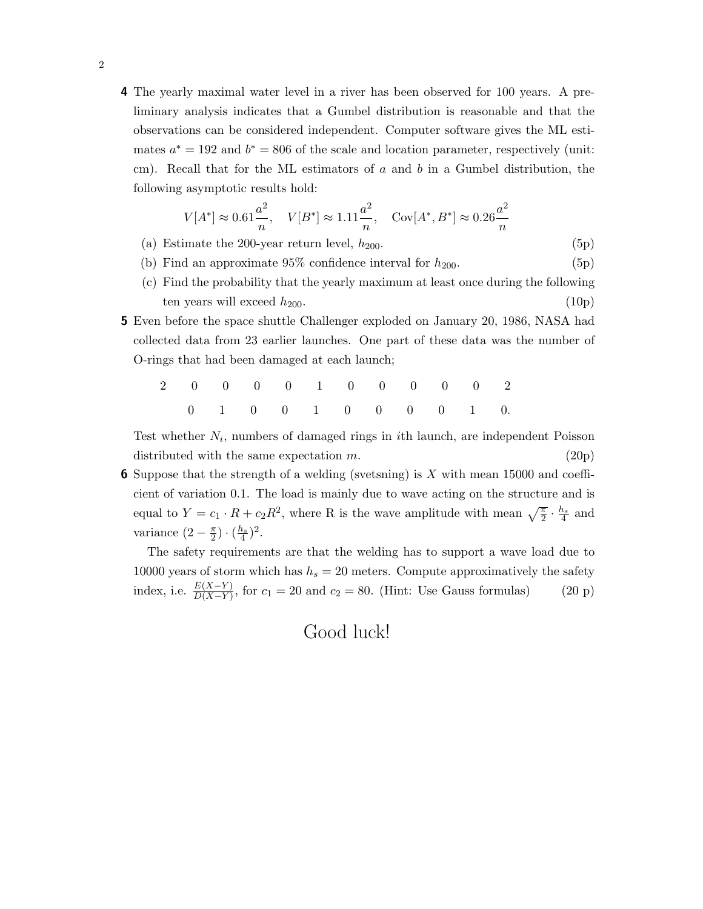**4** The yearly maximal water level in a river has been observed for 100 years. A preliminary analysis indicates that a Gumbel distribution is reasonable and that the observations can be considered independent. Computer software gives the ML estimates $a^* = 192$ and $b^* = 806$ of the scale and location parameter, respectively (unit: cm). Recall that for the ML estimators of $a$ and $b$ in a Gumbel distribution, the following asymptotic results hold:

$$V[A^*] \approx 0.61\frac{a^2}{n}, \quad V[B^*] \approx 1.11\frac{a^2}{n}, \quad \text{Cov}[A^*, B^*] \approx 0.26\frac{a^2}{n}$$

(a) Estimate the 200-year return level, $h_{200}$. (5p)

(b) Find an approximate 95% confidence interval for $h_{200}$. (5p)

(c) Find the probability that the yearly maximum at least once during the following ten years will exceed $h_{200}$. (10p)

**5** Even before the space shuttle Challenger exploded on January 20, 1986, NASA had collected data from 23 earlier launches. One part of these data was the number of O-rings that had been damaged at each launch;

$$\begin{array}{cccccccccccc} 2 & 0 & 0 & 0 & 0 & 1 & 0 & 0 & 0 & 0 & 0 & 2 \\ & 0 & 1 & 0 & 0 & 1 & 0 & 0 & 0 & 0 & 1 & 0. \end{array}$$

Test whether $N_i$, numbers of damaged rings in $i$th launch, are independent Poisson distributed with the same expectation $m$. (20p)

**6** Suppose that the strength of a welding (svetsning) is $X$ with mean 15000 and coefficient of variation 0.1. The load is mainly due to wave acting on the structure and is equal to $Y = c_1 \cdot R + c_2 R^2$, where R is the wave amplitude with mean $\sqrt{\frac{\pi}{2}} \cdot \frac{h_s}{4}$ and variance $(2 - \frac{\pi}{2}) \cdot (\frac{h_s}{4})^2$.

The safety requirements are that the welding has to support a wave load due to 10000 years of storm which has $h_s = 20$ meters. Compute approximatively the safety index, i.e. $\frac{E(X-Y)}{D(X-Y)}$, for $c_1 = 20$ and $c_2 = 80$. (Hint: Use Gauss formulas) (20 p)

Good luck!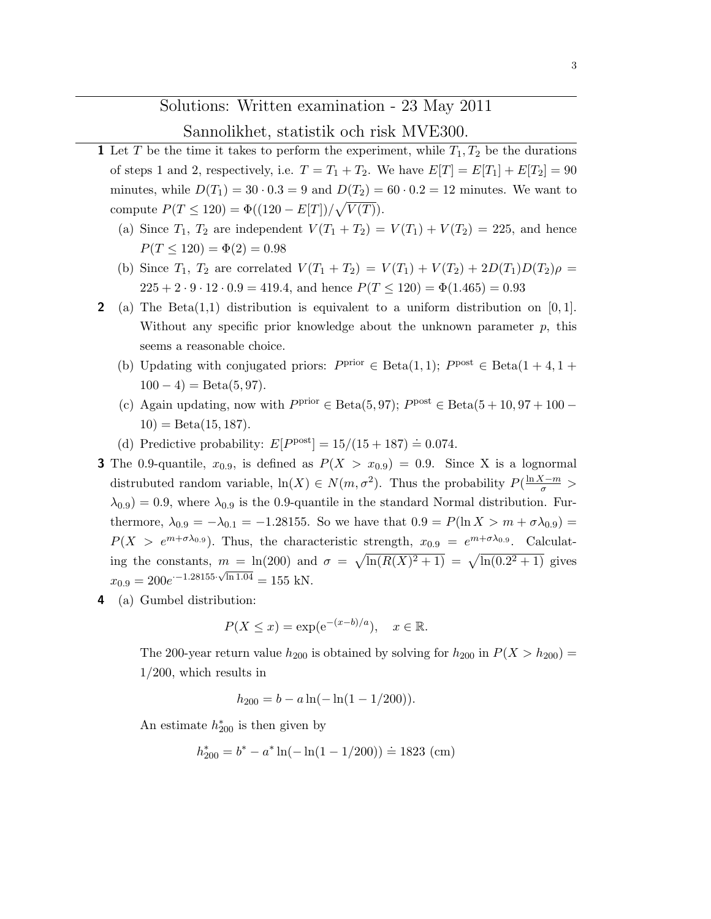# Solutions: Written examination - 23 May 2011

## Sannolikhet, statistik och risk MVE300.

**1** Let $T$ be the time it takes to perform the experiment, while $T_1, T_2$ be the durations of steps 1 and 2, respectively, i.e. $T = T_1 + T_2$. We have $E[T] = E[T_1] + E[T_2] = 90$ minutes, while $D(T_1) = 30 \cdot 0.3 = 9$ and $D(T_2) = 60 \cdot 0.2 = 12$ minutes. We want to compute $P(T \leq 120) = \Phi((120 - E[T])/\sqrt{V(T)})$.

(a) Since $T_1$, $T_2$ are independent $V(T_1 + T_2) = V(T_1) + V(T_2) = 225$, and hence $P(T \leq 120) = \Phi(2) = 0.98$

(b) Since $T_1$, $T_2$ are correlated $V(T_1 + T_2) = V(T_1) + V(T_2) + 2D(T_1)D(T_2)\rho = 225 + 2 \cdot 9 \cdot 12 \cdot 0.9 = 419.4$, and hence $P(T \leq 120) = \Phi(1.465) = 0.93$

**2** (a) The Beta(1,1) distribution is equivalent to a uniform distribution on $[0, 1]$. Without any specific prior knowledge about the unknown parameter $p$, this seems a reasonable choice.

(b) Updating with conjugated priors: $P^{\text{prior}} \in \text{Beta}(1, 1)$; $P^{\text{post}} \in \text{Beta}(1 + 4, 1 + 100 - 4) = \text{Beta}(5, 97)$.

(c) Again updating, now with $P^{\text{prior}} \in \text{Beta}(5, 97)$; $P^{\text{post}} \in \text{Beta}(5 + 10, 97 + 100 - 10) = \text{Beta}(15, 187)$.

(d) Predictive probability: $E[P^{\text{post}}] = 15/(15 + 187) \doteq 0.074$.

**3** The 0.9-quantile, $x_{0.9}$, is defined as $P(X > x_{0.9}) = 0.9$. Since X is a lognormal distrubuted random variable, $\ln(X) \in N(m, \sigma^2)$. Thus the probability $P(\frac{\ln X - m}{\sigma} > \lambda_{0.9}) = 0.9$, where $\lambda_{0.9}$ is the 0.9-quantile in the standard Normal distribution. Furthermore, $\lambda_{0.9} = -\lambda_{0.1} = -1.28155$. So we have that $0.9 = P(\ln X > m + \sigma\lambda_{0.9}) = P(X > e^{m+\sigma\lambda_{0.9}})$. Thus, the characteristic strength, $x_{0.9} = e^{m+\sigma\lambda_{0.9}}$. Calculating the constants, $m = \ln(200)$ and $\sigma = \sqrt{\ln(R(X)^2 + 1)} = \sqrt{\ln(0.2^2 + 1)}$ gives $x_{0.9} = 200e^{-1.28155 \cdot \sqrt{\ln 1.04}} = 155$ kN.

**4** (a) Gumbel distribution:

$$P(X \leq x) = \exp(\mathrm{e}^{-(x-b)/a}), \quad x \in \mathbb{R}.$$

The 200-year return value $h_{200}$ is obtained by solving for $h_{200}$ in $P(X > h_{200}) = 1/200$, which results in

$$h_{200} = b - a\ln(-\ln(1 - 1/200)).$$

An estimate $h^*_{200}$ is then given by

$$h^*_{200} = b^* - a^* \ln(-\ln(1 - 1/200)) \doteq 1823 \text{ (cm)}$$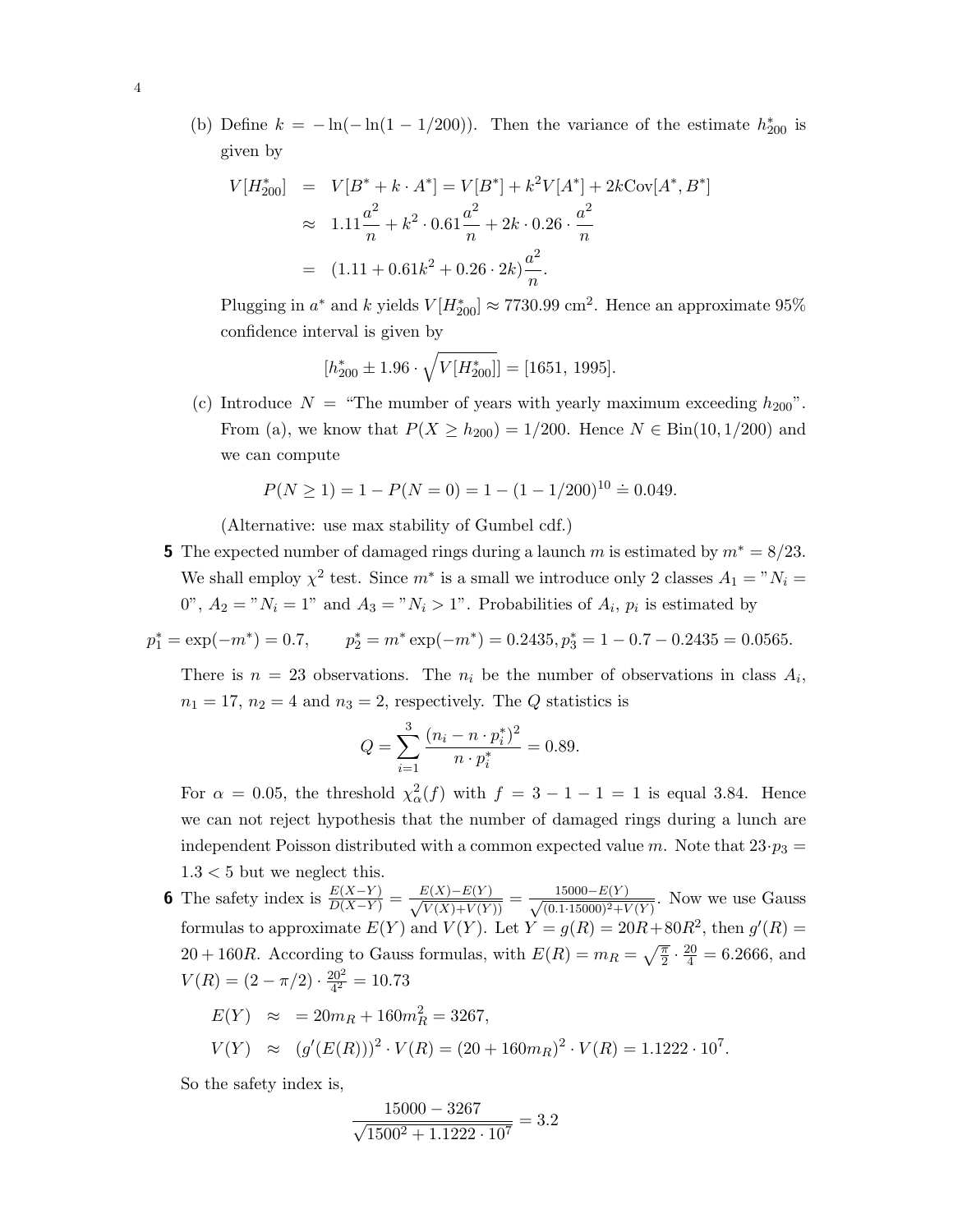(b) Define $k = -\ln(-\ln(1-1/200))$. Then the variance of the estimate $h^*_{200}$ is given by

$$
\begin{aligned}
V[H^*_{200}] &= V[B^* + k \cdot A^*] = V[B^*] + k^2 V[A^*] + 2k\mathrm{Cov}[A^*, B^*] \\
&\approx 1.11\frac{a^2}{n} + k^2 \cdot 0.61\frac{a^2}{n} + 2k \cdot 0.26 \cdot \frac{a^2}{n} \\
&= (1.11 + 0.61k^2 + 0.26 \cdot 2k)\frac{a^2}{n}.
\end{aligned}
$$

Plugging in $a^*$ and $k$ yields $V[H^*_{200}] \approx 7730.99$ cm$^2$. Hence an approximate 95% confidence interval is given by

$$
[h^*_{200} \pm 1.96 \cdot \sqrt{V[H^*_{200}]}] = [1651,\ 1995].
$$

(c) Introduce $N$ = "The mumber of years with yearly maximum exceeding $h_{200}$". From (a), we know that $P(X \geq h_{200}) = 1/200$. Hence $N \in \mathrm{Bin}(10, 1/200)$ and we can compute

$$
P(N \geq 1) = 1 - P(N = 0) = 1 - (1 - 1/200)^{10} \doteq 0.049.
$$

(Alternative: use max stability of Gumbel cdf.)

**5** The expected number of damaged rings during a launch $m$ is estimated by $m^* = 8/23$. We shall employ $\chi^2$ test. Since $m^*$ is a small we introduce only 2 classes $A_1$ = "$N_i = 0$", $A_2$ = "$N_i = 1$" and $A_3$ = "$N_i > 1$". Probabilities of $A_i$, $p_i$ is estimated by

$$
p^*_1 = \exp(-m^*) = 0.7, \qquad p^*_2 = m^* \exp(-m^*) = 0.2435, p^*_3 = 1 - 0.7 - 0.2435 = 0.0565.
$$

There is $n = 23$ observations. The $n_i$ be the number of observations in class $A_i$, $n_1 = 17$, $n_2 = 4$ and $n_3 = 2$, respectively. The $Q$ statistics is

$$
Q = \sum_{i=1}^{3} \frac{(n_i - n \cdot p^*_i)^2}{n \cdot p^*_i} = 0.89.
$$

For $\alpha = 0.05$, the threshold $\chi^2_\alpha(f)$ with $f = 3 - 1 - 1 = 1$ is equal 3.84. Hence we can not reject hypothesis that the number of damaged rings during a lunch are independent Poisson distributed with a common expected value $m$. Note that $23 \cdot p_3 = 1.3 < 5$ but we neglect this.

**6** The safety index is $\frac{E(X-Y)}{D(X-Y)} = \frac{E(X)-E(Y)}{\sqrt{V(X)+V(Y))}} = \frac{15000-E(Y)}{\sqrt{(0.1 \cdot 15000)^2+V(Y)}}$. Now we use Gauss formulas to approximate $E(Y)$ and $V(Y)$. Let $Y = g(R) = 20R + 80R^2$, then $g'(R) = 20 + 160R$. According to Gauss formulas, with $E(R) = m_R = \sqrt{\frac{\pi}{2}} \cdot \frac{20}{4} = 6.2666$, and $V(R) = (2 - \pi/2) \cdot \frac{20^2}{4^2} = 10.73$

$$
\begin{aligned}
E(Y) &\approx\ = 20m_R + 160m_R^2 = 3267, \\
V(Y) &\approx (g'(E(R)))^2 \cdot V(R) = (20 + 160m_R)^2 \cdot V(R) = 1.1222 \cdot 10^7.
\end{aligned}
$$

So the safety index is,

$$
\frac{15000 - 3267}{\sqrt{1500^2 + 1.1222 \cdot 10^7}} = 3.2
$$